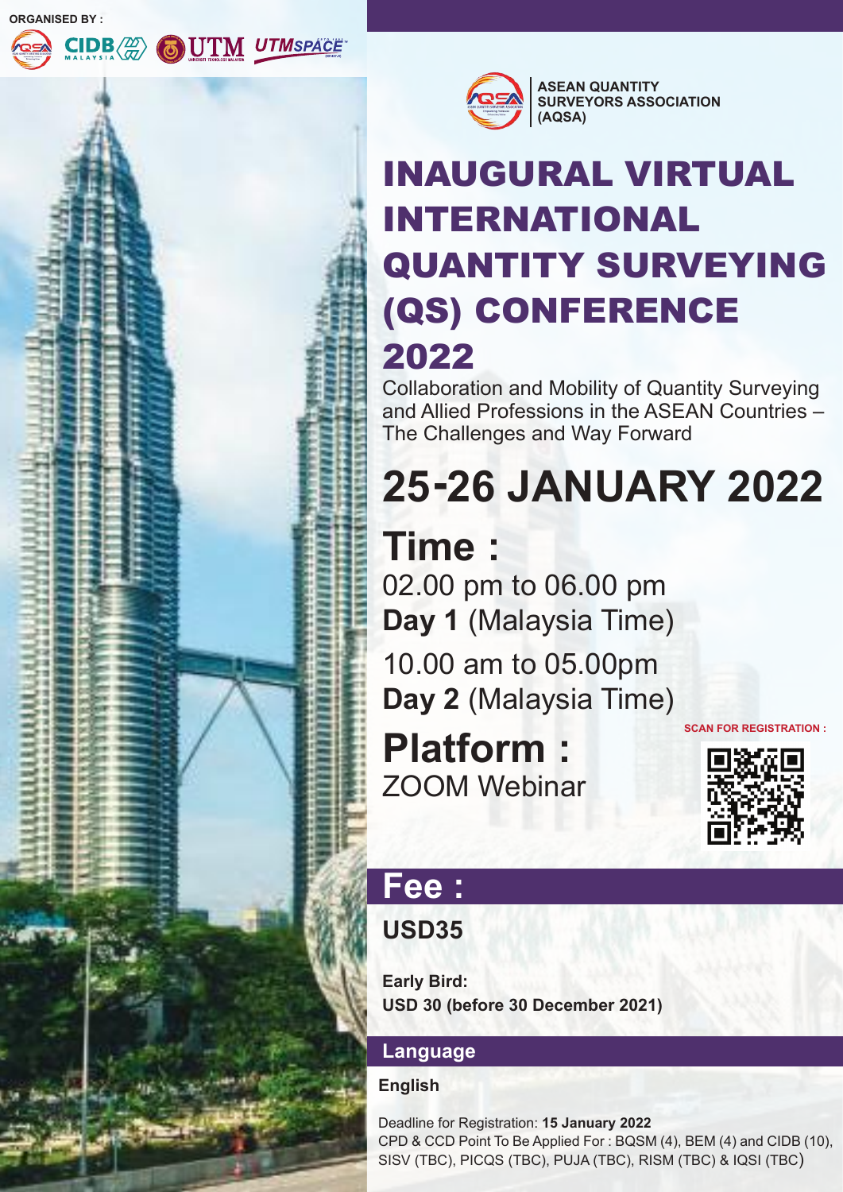ORGANISED BY :

ASEAN QUANTITY SURVEYORS ASSOCIATION (AQSA)

# INAUGURAL VIRTUAL INTERNATIONAL QUANTITY SURVEYING (QS) CONFERENCE 2022

Collaboration and Mobility of Quantity Surveying and Allied Professions in the ASEAN Countries – The Challenges and Way Forward

## 25-26 JANUARY 2022

## Time :

02.00 pm to 06.00 pm
**Day 1** (Malaysia Time)

10.00 am to 05.00pm
**Day 2** (Malaysia Time)

## Platform :

ZOOM Webinar

SCAN FOR REGISTRATION :

## Fee :

**USD35**

**Early Bird:**
**USD 30 (before 30 December 2021)**

## Language

**English**

Deadline for Registration: **15 January 2022**
CPD & CCD Point To Be Applied For : BQSM (4), BEM (4) and CIDB (10), SISV (TBC), PICQS (TBC), PUJA (TBC), RISM (TBC) & IQSI (TBC)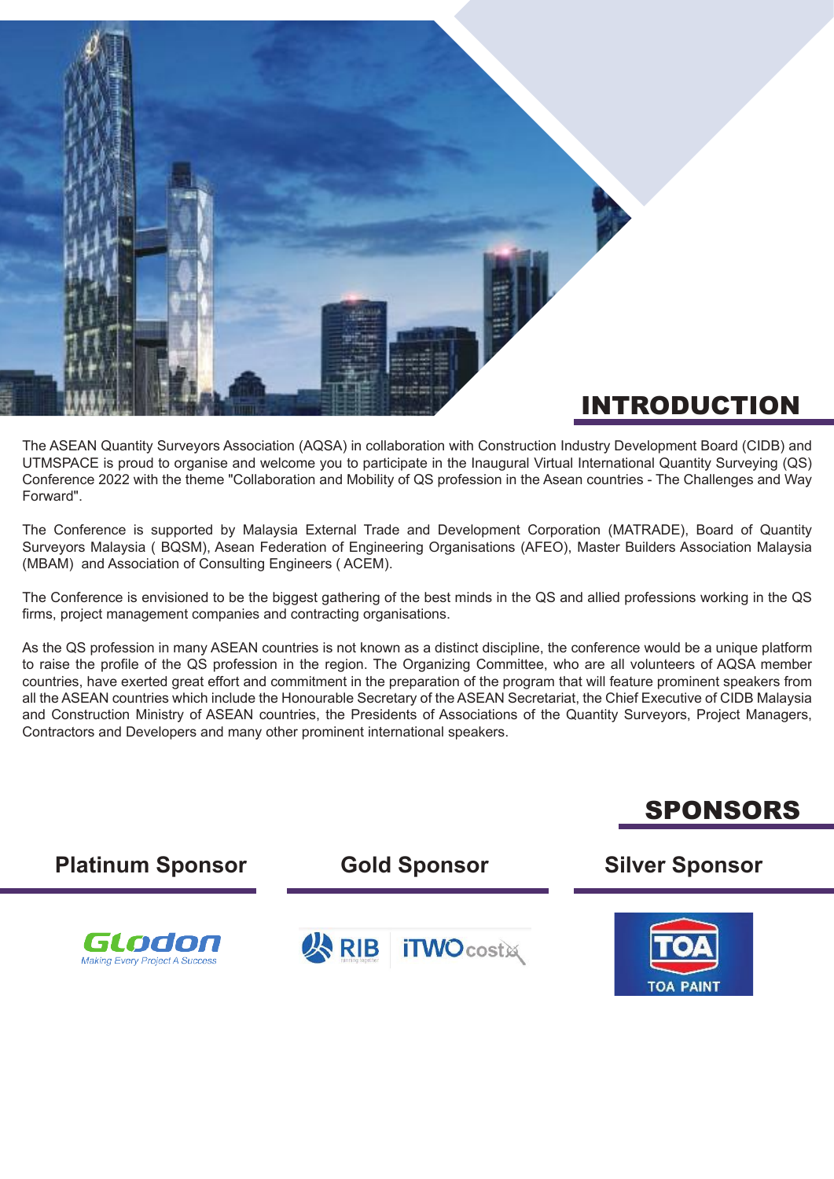# INTRODUCTION

The ASEAN Quantity Surveyors Association (AQSA) in collaboration with Construction Industry Development Board (CIDB) and UTMSPACE is proud to organise and welcome you to participate in the Inaugural Virtual International Quantity Surveying (QS) Conference 2022 with the theme "Collaboration and Mobility of QS profession in the Asean countries - The Challenges and Way Forward".

The Conference is supported by Malaysia External Trade and Development Corporation (MATRADE), Board of Quantity Surveyors Malaysia ( BQSM), Asean Federation of Engineering Organisations (AFEO), Master Builders Association Malaysia (MBAM) and Association of Consulting Engineers ( ACEM).

The Conference is envisioned to be the biggest gathering of the best minds in the QS and allied professions working in the QS firms, project management companies and contracting organisations.

As the QS profession in many ASEAN countries is not known as a distinct discipline, the conference would be a unique platform to raise the profile of the QS profession in the region. The Organizing Committee, who are all volunteers of AQSA member countries, have exerted great effort and commitment in the preparation of the program that will feature prominent speakers from all the ASEAN countries which include the Honourable Secretary of the ASEAN Secretariat, the Chief Executive of CIDB Malaysia and Construction Ministry of ASEAN countries, the Presidents of Associations of the Quantity Surveyors, Project Managers, Contractors and Developers and many other prominent international speakers.

# SPONSORS

## Platinum Sponsor

Glodon
Making Every Project A Success

## Gold Sponsor

RIB iTWOcostX

## Silver Sponsor

TOA PAINT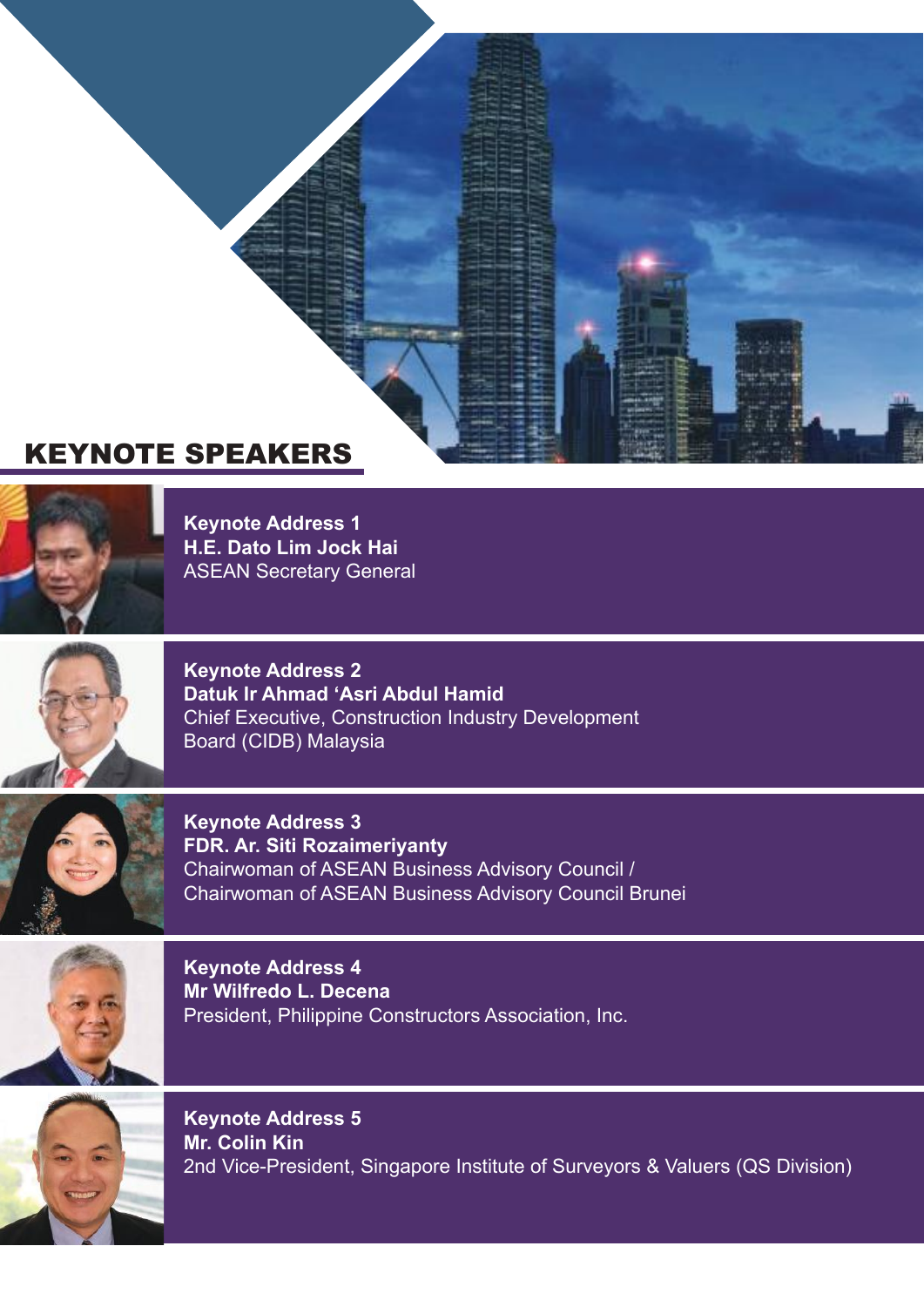# KEYNOTE SPEAKERS

**Keynote Address 1**
**H.E. Dato Lim Jock Hai**
ASEAN Secretary General

**Keynote Address 2**
**Datuk Ir Ahmad 'Asri Abdul Hamid**
Chief Executive, Construction Industry Development Board (CIDB) Malaysia

**Keynote Address 3**
**FDR. Ar. Siti Rozaimeriyanty**
Chairwoman of ASEAN Business Advisory Council /
Chairwoman of ASEAN Business Advisory Council Brunei

**Keynote Address 4**
**Mr Wilfredo L. Decena**
President, Philippine Constructors Association, Inc.

**Keynote Address 5**
**Mr. Colin Kin**
2nd Vice-President, Singapore Institute of Surveyors & Valuers (QS Division)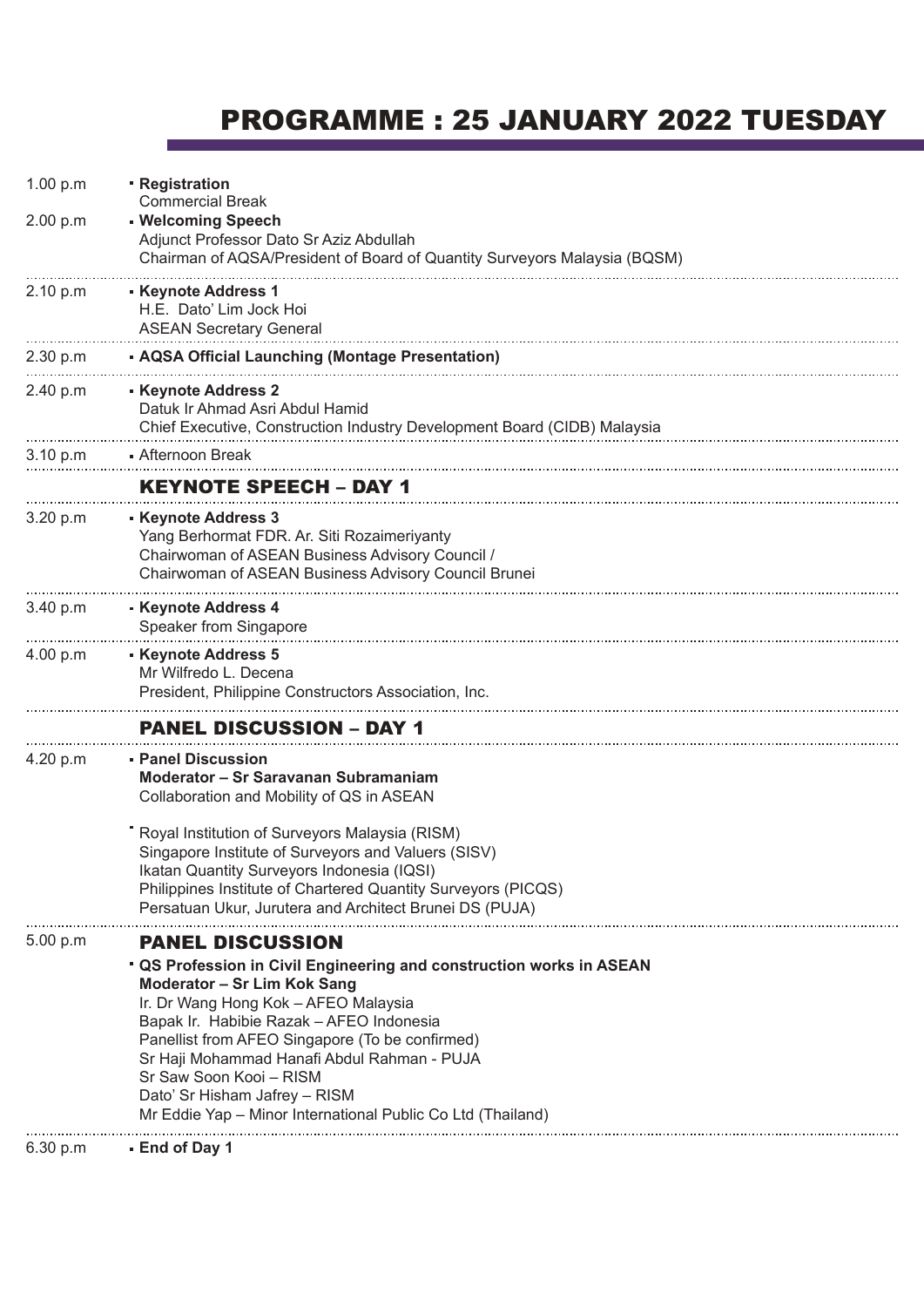# PROGRAMME : 25 JANUARY 2022 TUESDAY

1.00 p.m
- **Registration**
  Commercial Break

2.00 p.m
- **Welcoming Speech**
  Adjunct Professor Dato Sr Aziz Abdullah
  Chairman of AQSA/President of Board of Quantity Surveyors Malaysia (BQSM)

2.10 p.m
- **Keynote Address 1**
  H.E. Dato' Lim Jock Hoi
  ASEAN Secretary General

2.30 p.m
- **AQSA Official Launching (Montage Presentation)**

2.40 p.m
- **Keynote Address 2**
  Datuk Ir Ahmad Asri Abdul Hamid
  Chief Executive, Construction Industry Development Board (CIDB) Malaysia

3.10 p.m
- Afternoon Break

## KEYNOTE SPEECH – DAY 1

3.20 p.m
- **Keynote Address 3**
  Yang Berhormat FDR. Ar. Siti Rozaimeriyanty
  Chairwoman of ASEAN Business Advisory Council /
  Chairwoman of ASEAN Business Advisory Council Brunei

3.40 p.m
- **Keynote Address 4**
  Speaker from Singapore

4.00 p.m
- **Keynote Address 5**
  Mr Wilfredo L. Decena
  President, Philippine Constructors Association, Inc.

## PANEL DISCUSSION – DAY 1

4.20 p.m
- **Panel Discussion**
  **Moderator – Sr Saravanan Subramaniam**
  Collaboration and Mobility of QS in ASEAN

- Royal Institution of Surveyors Malaysia (RISM)
  Singapore Institute of Surveyors and Valuers (SISV)
  Ikatan Quantity Surveyors Indonesia (IQSI)
  Philippines Institute of Chartered Quantity Surveyors (PICQS)
  Persatuan Ukur, Jurutera and Architect Brunei DS (PUJA)

5.00 p.m

## PANEL DISCUSSION

- **QS Profession in Civil Engineering and construction works in ASEAN**
  **Moderator – Sr Lim Kok Sang**
  Ir. Dr Wang Hong Kok – AFEO Malaysia
  Bapak Ir. Habibie Razak – AFEO Indonesia
  Panellist from AFEO Singapore (To be confirmed)
  Sr Haji Mohammad Hanafi Abdul Rahman - PUJA
  Sr Saw Soon Kooi – RISM
  Dato' Sr Hisham Jafrey – RISM
  Mr Eddie Yap – Minor International Public Co Ltd (Thailand)

6.30 p.m
- **End of Day 1**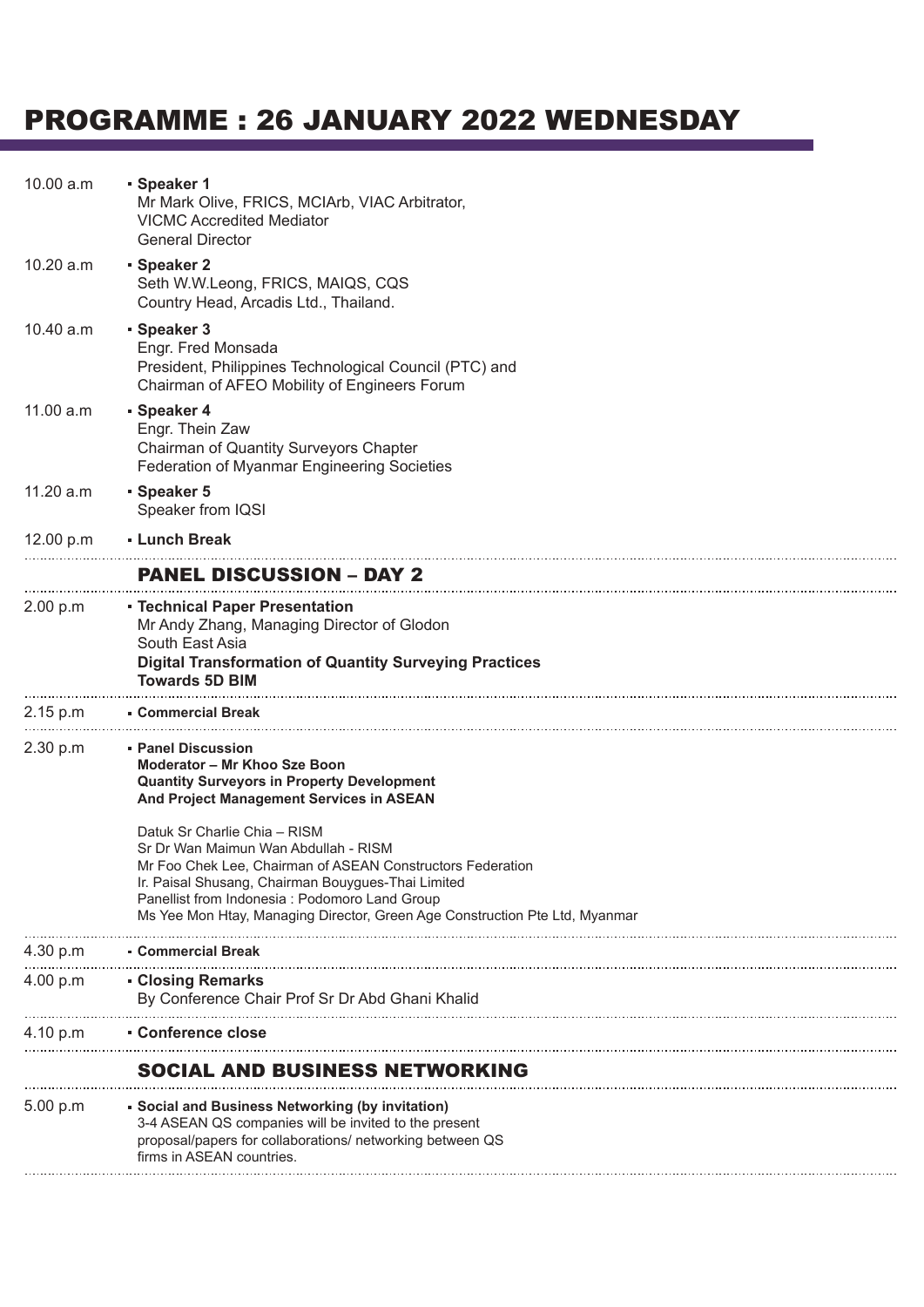# PROGRAMME : 26 JANUARY 2022 WEDNESDAY

| | |
|---|---|
| 10.00 a.m | **Speaker 1**<br>Mr Mark Olive, FRICS, MCIArb, VIAC Arbitrator,<br>VICMC Accredited Mediator<br>General Director |
| 10.20 a.m | **Speaker 2**<br>Seth W.W.Leong, FRICS, MAIQS, CQS<br>Country Head, Arcadis Ltd., Thailand. |
| 10.40 a.m | **Speaker 3**<br>Engr. Fred Monsada<br>President, Philippines Technological Council (PTC) and<br>Chairman of AFEO Mobility of Engineers Forum |
| 11.00 a.m | **Speaker 4**<br>Engr. Thein Zaw<br>Chairman of Quantity Surveyors Chapter<br>Federation of Myanmar Engineering Societies |
| 11.20 a.m | **Speaker 5**<br>Speaker from IQSI |
| 12.00 p.m | **Lunch Break** |

## PANEL DISCUSSION – DAY 2

| | |
|---|---|
| 2.00 p.m | **Technical Paper Presentation**<br>Mr Andy Zhang, Managing Director of Glodon<br>South East Asia<br>**Digital Transformation of Quantity Surveying Practices Towards 5D BIM** |
| 2.15 p.m | **Commercial Break** |
| 2.30 p.m | **Panel Discussion**<br>**Moderator – Mr Khoo Sze Boon**<br>**Quantity Surveyors in Property Development And Project Management Services in ASEAN**<br><br>Datuk Sr Charlie Chia – RISM<br>Sr Dr Wan Maimun Wan Abdullah - RISM<br>Mr Foo Chek Lee, Chairman of ASEAN Constructors Federation<br>Ir. Paisal Shusang, Chairman Bouygues-Thai Limited<br>Panellist from Indonesia : Podomoro Land Group<br>Ms Yee Mon Htay, Managing Director, Green Age Construction Pte Ltd, Myanmar |
| 4.30 p.m | **Commercial Break** |
| 4.00 p.m | **Closing Remarks**<br>By Conference Chair Prof Sr Dr Abd Ghani Khalid |
| 4.10 p.m | **Conference close** |

## SOCIAL AND BUSINESS NETWORKING

| | |
|---|---|
| 5.00 p.m | **Social and Business Networking (by invitation)**<br>3-4 ASEAN QS companies will be invited to the present proposal/papers for collaborations/ networking between QS firms in ASEAN countries. |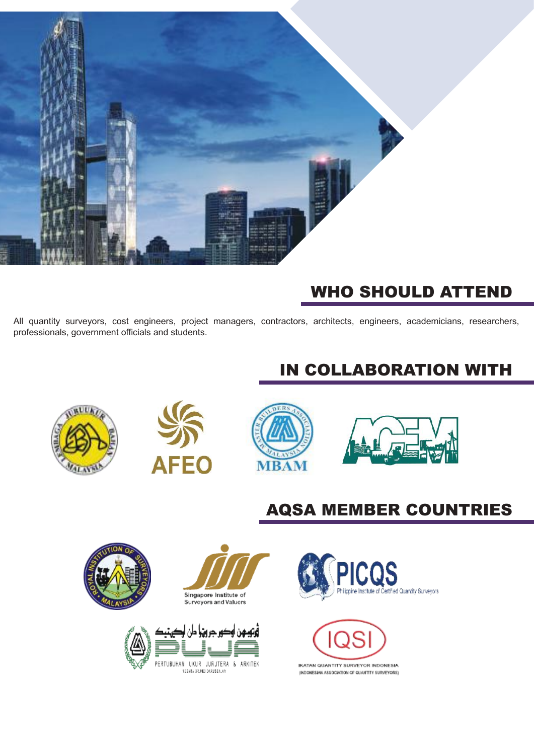## WHO SHOULD ATTEND

All quantity surveyors, cost engineers, project managers, contractors, architects, engineers, academicians, researchers, professionals, government officials and students.

## IN COLLABORATION WITH

AFEO

MBAM

ACEM

## AQSA MEMBER COUNTRIES

Singapore Institute of Surveyors and Valuers

PICQS Philippine Institute of Certified Quantity Surveyors

PERTUBUHAN UKUR JURUTERA & ARKITEK

IQSI

IKATAN QUANTITY SURVEYOR INDONESIA (INDONESIAN ASSOCIATION OF QUANTITY SURVEYORS)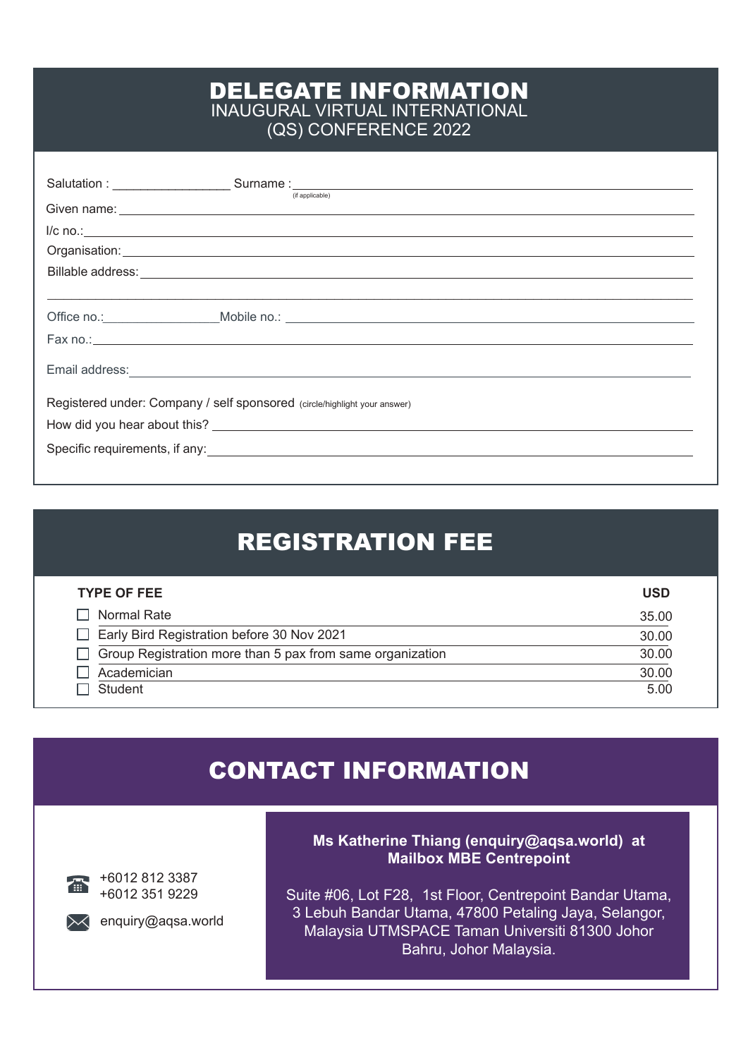# DELEGATE INFORMATION

INAUGURAL VIRTUAL INTERNATIONAL (QS) CONFERENCE 2022

Salutation : ________________ Surname : ________________________________ (if applicable)

Given name: ________________________________

I/c no.: ________________________________

Organisation: ________________________________

Billable address: ________________________________

________________________________

Office no.: ________________ Mobile no.: ________________________________

Fax no.: ________________________________

Email address: ________________________________

Registered under: Company / self sponsored (circle/highlight your answer)

How did you hear about this? ________________________________

Specific requirements, if any: ________________________________

# REGISTRATION FEE

| TYPE OF FEE | USD |
|---|---|
| ☐ Normal Rate | 35.00 |
| ☐ Early Bird Registration before 30 Nov 2021 | 30.00 |
| ☐ Group Registration more than 5 pax from same organization | 30.00 |
| ☐ Academician | 30.00 |
| ☐ Student | 5.00 |

# CONTACT INFORMATION

+6012 812 3387
+6012 351 9229

enquiry@aqsa.world

**Ms Katherine Thiang (enquiry@aqsa.world) at Mailbox MBE Centrepoint**

Suite #06, Lot F28, 1st Floor, Centrepoint Bandar Utama, 3 Lebuh Bandar Utama, 47800 Petaling Jaya, Selangor, Malaysia UTMSPACE Taman Universiti 81300 Johor Bahru, Johor Malaysia.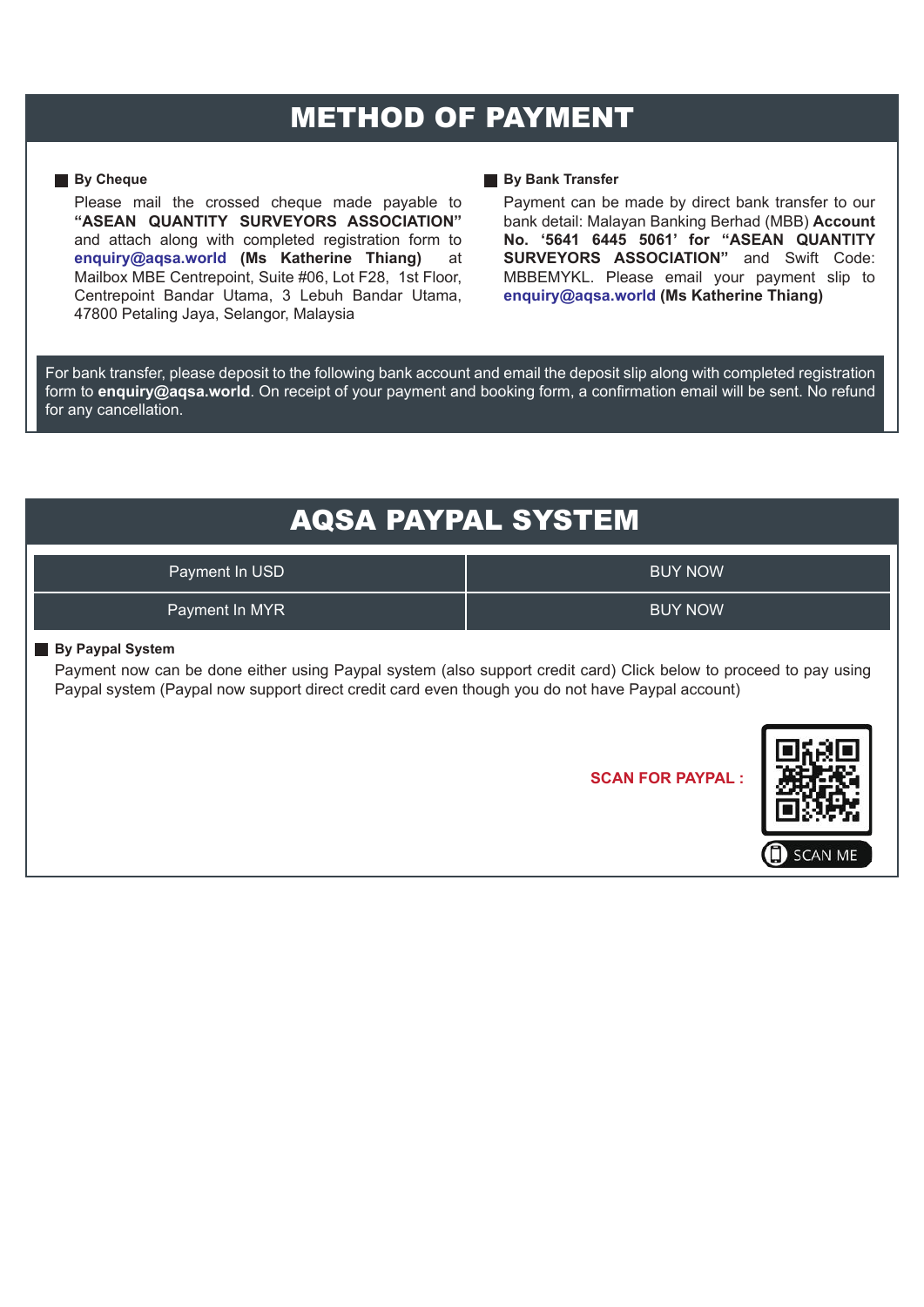# METHOD OF PAYMENT

**By Cheque**

Please mail the crossed cheque made payable to **"ASEAN QUANTITY SURVEYORS ASSOCIATION"** and attach along with completed registration form to **enquiry@aqsa.world (Ms Katherine Thiang)** at Mailbox MBE Centrepoint, Suite #06, Lot F28, 1st Floor, Centrepoint Bandar Utama, 3 Lebuh Bandar Utama, 47800 Petaling Jaya, Selangor, Malaysia

**By Bank Transfer**

Payment can be made by direct bank transfer to our bank detail: Malayan Banking Berhad (MBB) **Account No. '5641 6445 5061' for "ASEAN QUANTITY SURVEYORS ASSOCIATION"** and Swift Code: MBBEMYKL. Please email your payment slip to **enquiry@aqsa.world (Ms Katherine Thiang)**

For bank transfer, please deposit to the following bank account and email the deposit slip along with completed registration form to **enquiry@aqsa.world**. On receipt of your payment and booking form, a confirmation email will be sent. No refund for any cancellation.

# AQSA PAYPAL SYSTEM

| | |
|---|---|
| Payment In USD | BUY NOW |
| Payment In MYR | BUY NOW |

**By Paypal System**

Payment now can be done either using Paypal system (also support credit card) Click below to proceed to pay using Paypal system (Paypal now support direct credit card even though you do not have Paypal account)

**SCAN FOR PAYPAL :**

SCAN ME